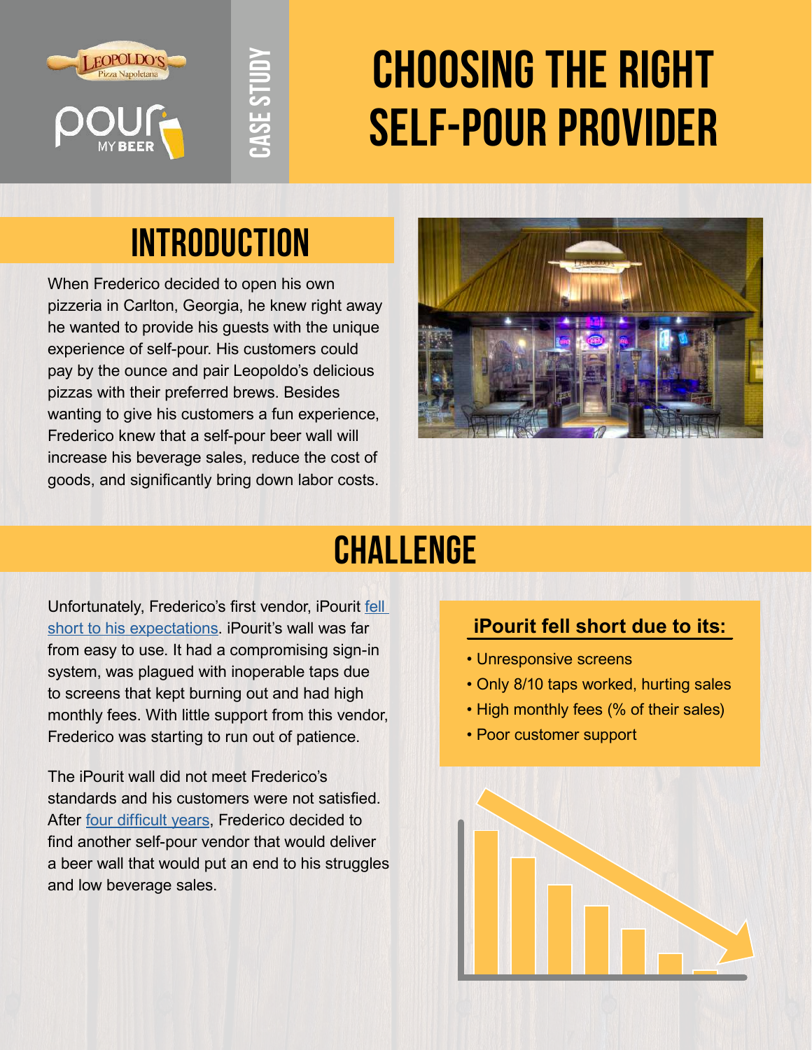CASE STUDY

# CHOOSING THE RIGHT SELF-POUR PROVIDER

## INTRODUCTION

When Frederico decided to open his own pizzeria in Carlton, Georgia, he knew right away he wanted to provide his guests with the unique experience of self-pour. His customers could pay by the ounce and pair Leopoldo's delicious pizzas with their preferred brews. Besides wanting to give his customers a fun experience, Frederico knew that a self-pour beer wall will increase his beverage sales, reduce the cost of goods, and significantly bring down labor costs.

## CHALLENGE

Unfortunately, Frederico's first vendor, iPourit fell short to his expectations. iPourit's wall was far from easy to use. It had a compromising sign-in system, was plagued with inoperable taps due to screens that kept burning out and had high monthly fees. With little support from this vendor, Frederico was starting to run out of patience.

The iPourit wall did not meet Frederico's standards and his customers were not satisfied. After four difficult years, Frederico decided to find another self-pour vendor that would deliver a beer wall that would put an end to his struggles and low beverage sales.

**iPourit fell short due to its:**

- Unresponsive screens
- Only 8/10 taps worked, hurting sales
- High monthly fees (% of their sales)
- Poor customer support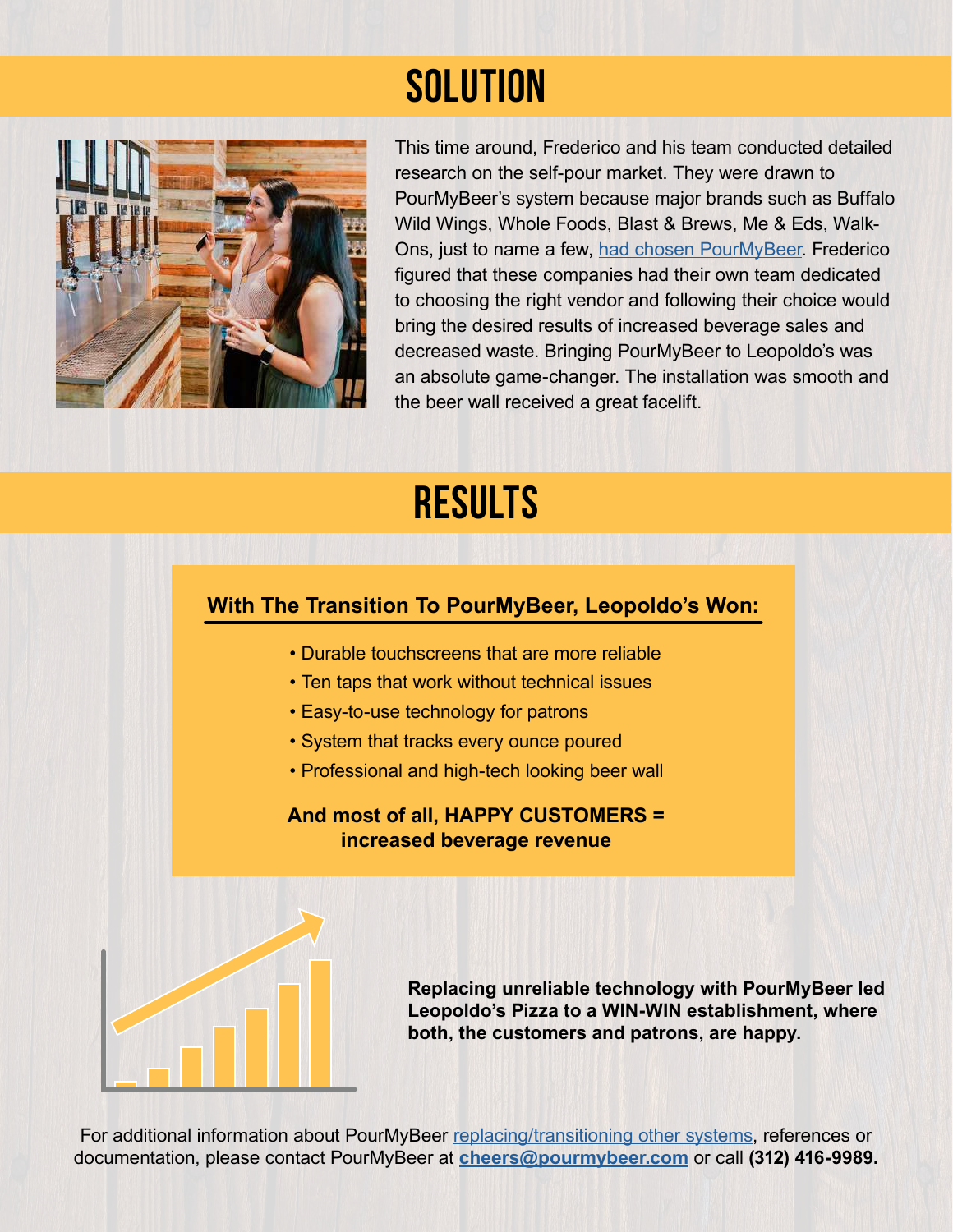# SOLUTION

This time around, Frederico and his team conducted detailed research on the self-pour market. They were drawn to PourMyBeer's system because major brands such as Buffalo Wild Wings, Whole Foods, Blast & Brews, Me & Eds, Walk-Ons, just to name a few, had chosen PourMyBeer. Frederico figured that these companies had their own team dedicated to choosing the right vendor and following their choice would bring the desired results of increased beverage sales and decreased waste. Bringing PourMyBeer to Leopoldo's was an absolute game-changer. The installation was smooth and the beer wall received a great facelift.

# RESULTS

**With The Transition To PourMyBeer, Leopoldo's Won:**

- Durable touchscreens that are more reliable
- Ten taps that work without technical issues
- Easy-to-use technology for patrons
- System that tracks every ounce poured
- Professional and high-tech looking beer wall

**And most of all, HAPPY CUSTOMERS = increased beverage revenue**

**Replacing unreliable technology with PourMyBeer led Leopoldo's Pizza to a WIN-WIN establishment, where both, the customers and patrons, are happy.**

For additional information about PourMyBeer replacing/transitioning other systems, references or documentation, please contact PourMyBeer at **cheers@pourmybeer.com** or call **(312) 416-9989.**